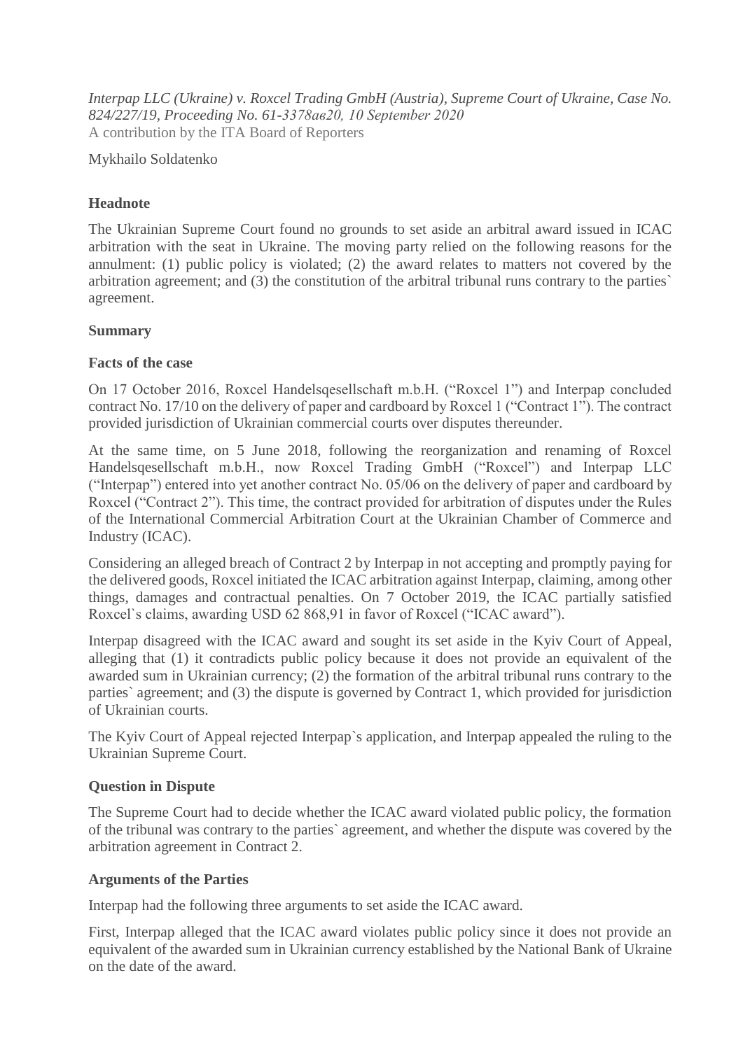*Interpap LLC (Ukraine) v. Roxcel Trading GmbH (Austria), Supreme Court of Ukraine, Case No. 824/227/19, Proceeding No. 61-3378ав20, 10 September 2020*
A contribution by the ITA Board of Reporters

Mykhailo Soldatenko

## Headnote

The Ukrainian Supreme Court found no grounds to set aside an arbitral award issued in ICAC arbitration with the seat in Ukraine. The moving party relied on the following reasons for the annulment: (1) public policy is violated; (2) the award relates to matters not covered by the arbitration agreement; and (3) the constitution of the arbitral tribunal runs contrary to the parties` agreement.

## Summary

### Facts of the case

On 17 October 2016, Roxcel Handelsqesellschaft m.b.H. ("Roxcel 1") and Interpap concluded contract No. 17/10 on the delivery of paper and cardboard by Roxcel 1 ("Contract 1"). The contract provided jurisdiction of Ukrainian commercial courts over disputes thereunder.

At the same time, on 5 June 2018, following the reorganization and renaming of Roxcel Handelsqesellschaft m.b.H., now Roxcel Trading GmbH ("Roxcel") and Interpap LLC ("Interpap") entered into yet another contract No. 05/06 on the delivery of paper and cardboard by Roxcel ("Contract 2"). This time, the contract provided for arbitration of disputes under the Rules of the International Commercial Arbitration Court at the Ukrainian Chamber of Commerce and Industry (ICAC).

Considering an alleged breach of Contract 2 by Interpap in not accepting and promptly paying for the delivered goods, Roxcel initiated the ICAC arbitration against Interpap, claiming, among other things, damages and contractual penalties. On 7 October 2019, the ICAC partially satisfied Roxcel`s claims, awarding USD 62 868,91 in favor of Roxcel ("ICAC award").

Interpap disagreed with the ICAC award and sought its set aside in the Kyiv Court of Appeal, alleging that (1) it contradicts public policy because it does not provide an equivalent of the awarded sum in Ukrainian currency; (2) the formation of the arbitral tribunal runs contrary to the parties` agreement; and (3) the dispute is governed by Contract 1, which provided for jurisdiction of Ukrainian courts.

The Kyiv Court of Appeal rejected Interpap`s application, and Interpap appealed the ruling to the Ukrainian Supreme Court.

### Question in Dispute

The Supreme Court had to decide whether the ICAC award violated public policy, the formation of the tribunal was contrary to the parties` agreement, and whether the dispute was covered by the arbitration agreement in Contract 2.

### Arguments of the Parties

Interpap had the following three arguments to set aside the ICAC award.

First, Interpap alleged that the ICAC award violates public policy since it does not provide an equivalent of the awarded sum in Ukrainian currency established by the National Bank of Ukraine on the date of the award.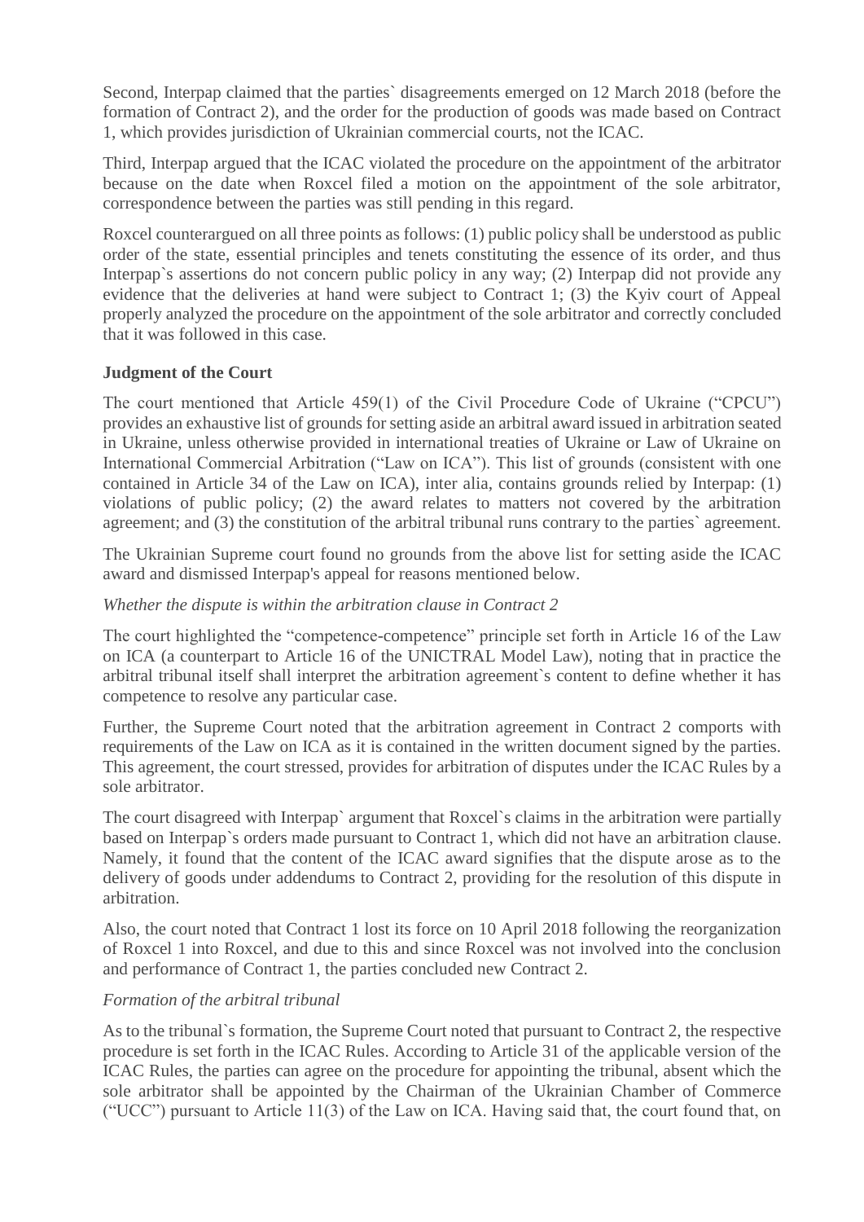Second, Interpap claimed that the parties` disagreements emerged on 12 March 2018 (before the formation of Contract 2), and the order for the production of goods was made based on Contract 1, which provides jurisdiction of Ukrainian commercial courts, not the ICAC.

Third, Interpap argued that the ICAC violated the procedure on the appointment of the arbitrator because on the date when Roxcel filed a motion on the appointment of the sole arbitrator, correspondence between the parties was still pending in this regard.

Roxcel counterargued on all three points as follows: (1) public policy shall be understood as public order of the state, essential principles and tenets constituting the essence of its order, and thus Interpap`s assertions do not concern public policy in any way; (2) Interpap did not provide any evidence that the deliveries at hand were subject to Contract 1; (3) the Kyiv court of Appeal properly analyzed the procedure on the appointment of the sole arbitrator and correctly concluded that it was followed in this case.

**Judgment of the Court**

The court mentioned that Article 459(1) of the Civil Procedure Code of Ukraine ("CPCU") provides an exhaustive list of grounds for setting aside an arbitral award issued in arbitration seated in Ukraine, unless otherwise provided in international treaties of Ukraine or Law of Ukraine on International Commercial Arbitration ("Law on ICA"). This list of grounds (consistent with one contained in Article 34 of the Law on ICA), inter alia, contains grounds relied by Interpap: (1) violations of public policy; (2) the award relates to matters not covered by the arbitration agreement; and (3) the constitution of the arbitral tribunal runs contrary to the parties` agreement.

The Ukrainian Supreme court found no grounds from the above list for setting aside the ICAC award and dismissed Interpap's appeal for reasons mentioned below.

*Whether the dispute is within the arbitration clause in Contract 2*

The court highlighted the "competence-competence" principle set forth in Article 16 of the Law on ICA (a counterpart to Article 16 of the UNICTRAL Model Law), noting that in practice the arbitral tribunal itself shall interpret the arbitration agreement`s content to define whether it has competence to resolve any particular case.

Further, the Supreme Court noted that the arbitration agreement in Contract 2 comports with requirements of the Law on ICA as it is contained in the written document signed by the parties. This agreement, the court stressed, provides for arbitration of disputes under the ICAC Rules by a sole arbitrator.

The court disagreed with Interpap` argument that Roxcel`s claims in the arbitration were partially based on Interpap`s orders made pursuant to Contract 1, which did not have an arbitration clause. Namely, it found that the content of the ICAC award signifies that the dispute arose as to the delivery of goods under addendums to Contract 2, providing for the resolution of this dispute in arbitration.

Also, the court noted that Contract 1 lost its force on 10 April 2018 following the reorganization of Roxcel 1 into Roxcel, and due to this and since Roxcel was not involved into the conclusion and performance of Contract 1, the parties concluded new Contract 2.

*Formation of the arbitral tribunal*

As to the tribunal`s formation, the Supreme Court noted that pursuant to Contract 2, the respective procedure is set forth in the ICAC Rules. According to Article 31 of the applicable version of the ICAC Rules, the parties can agree on the procedure for appointing the tribunal, absent which the sole arbitrator shall be appointed by the Chairman of the Ukrainian Chamber of Commerce ("UCC") pursuant to Article 11(3) of the Law on ICA. Having said that, the court found that, on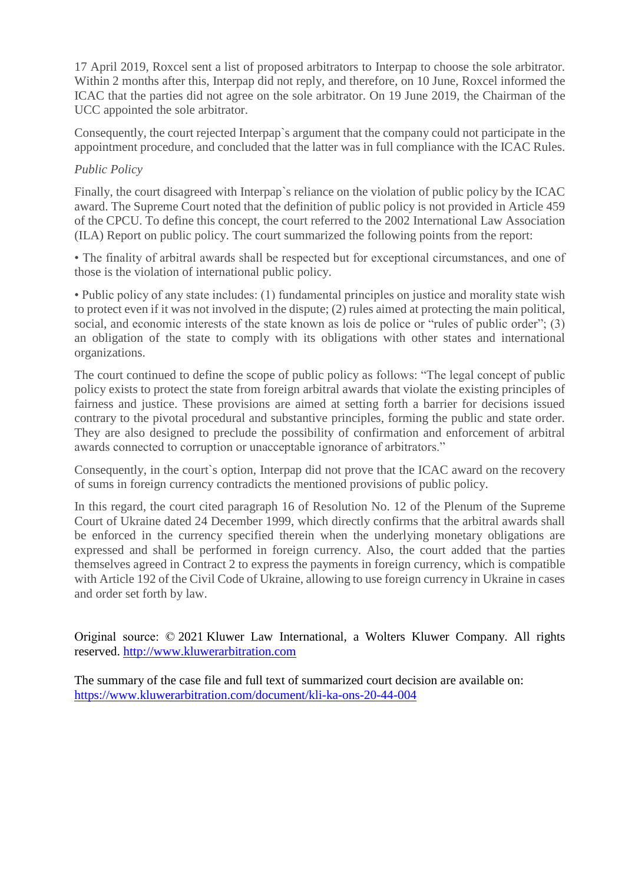17 April 2019, Roxcel sent a list of proposed arbitrators to Interpap to choose the sole arbitrator. Within 2 months after this, Interpap did not reply, and therefore, on 10 June, Roxcel informed the ICAC that the parties did not agree on the sole arbitrator. On 19 June 2019, the Chairman of the UCC appointed the sole arbitrator.

Consequently, the court rejected Interpap`s argument that the company could not participate in the appointment procedure, and concluded that the latter was in full compliance with the ICAC Rules.

*Public Policy*

Finally, the court disagreed with Interpap`s reliance on the violation of public policy by the ICAC award. The Supreme Court noted that the definition of public policy is not provided in Article 459 of the CPCU. To define this concept, the court referred to the 2002 International Law Association (ILA) Report on public policy. The court summarized the following points from the report:

• The finality of arbitral awards shall be respected but for exceptional circumstances, and one of those is the violation of international public policy.

• Public policy of any state includes: (1) fundamental principles on justice and morality state wish to protect even if it was not involved in the dispute; (2) rules aimed at protecting the main political, social, and economic interests of the state known as lois de police or "rules of public order"; (3) an obligation of the state to comply with its obligations with other states and international organizations.

The court continued to define the scope of public policy as follows: "The legal concept of public policy exists to protect the state from foreign arbitral awards that violate the existing principles of fairness and justice. These provisions are aimed at setting forth a barrier for decisions issued contrary to the pivotal procedural and substantive principles, forming the public and state order. They are also designed to preclude the possibility of confirmation and enforcement of arbitral awards connected to corruption or unacceptable ignorance of arbitrators."

Consequently, in the court`s option, Interpap did not prove that the ICAC award on the recovery of sums in foreign currency contradicts the mentioned provisions of public policy.

In this regard, the court cited paragraph 16 of Resolution No. 12 of the Plenum of the Supreme Court of Ukraine dated 24 December 1999, which directly confirms that the arbitral awards shall be enforced in the currency specified therein when the underlying monetary obligations are expressed and shall be performed in foreign currency. Also, the court added that the parties themselves agreed in Contract 2 to express the payments in foreign currency, which is compatible with Article 192 of the Civil Code of Ukraine, allowing to use foreign currency in Ukraine in cases and order set forth by law.

Original source: © 2021 Kluwer Law International, a Wolters Kluwer Company. All rights reserved. [http://www.kluwerarbitration.com](http://www.kluwerarbitration.com)

The summary of the case file and full text of summarized court decision are available on: [https://www.kluwerarbitration.com/document/kli-ka-ons-20-44-004](https://www.kluwerarbitration.com/document/kli-ka-ons-20-44-004)